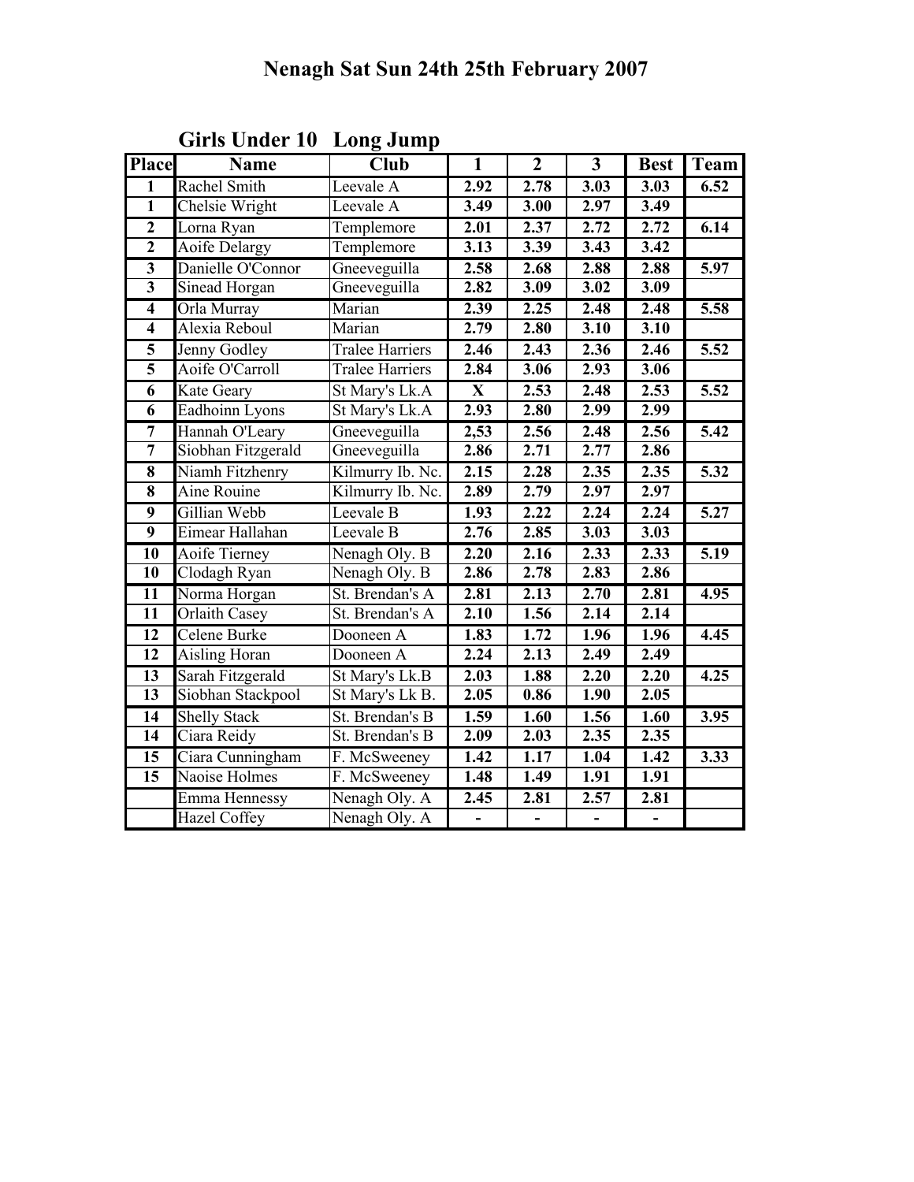# Nenagh Sat Sun 24th 25th February 2007

## Girls Under 10 Long Jump

| Place | Name | Club | 1 | 2 | 3 | Best | Team |
|---|---|---|---|---|---|---|---|
| 1 | Rachel Smith | Leevale A | 2.92 | 2.78 | 3.03 | 3.03 | 6.52 |
| 1 | Chelsie Wright | Leevale A | 3.49 | 3.00 | 2.97 | 3.49 | |
| 2 | Lorna Ryan | Templemore | 2.01 | 2.37 | 2.72 | 2.72 | 6.14 |
| 2 | Aoife Delargy | Templemore | 3.13 | 3.39 | 3.43 | 3.42 | |
| 3 | Danielle O'Connor | Gneeveguilla | 2.58 | 2.68 | 2.88 | 2.88 | 5.97 |
| 3 | Sinead Horgan | Gneeveguilla | 2.82 | 3.09 | 3.02 | 3.09 | |
| 4 | Orla Murray | Marian | 2.39 | 2.25 | 2.48 | 2.48 | 5.58 |
| 4 | Alexia Reboul | Marian | 2.79 | 2.80 | 3.10 | 3.10 | |
| 5 | Jenny Godley | Tralee Harriers | 2.46 | 2.43 | 2.36 | 2.46 | 5.52 |
| 5 | Aoife O'Carroll | Tralee Harriers | 2.84 | 3.06 | 2.93 | 3.06 | |
| 6 | Kate Geary | St Mary's Lk.A | X | 2.53 | 2.48 | 2.53 | 5.52 |
| 6 | Eadhoinn Lyons | St Mary's Lk.A | 2.93 | 2.80 | 2.99 | 2.99 | |
| 7 | Hannah O'Leary | Gneeveguilla | 2,53 | 2.56 | 2.48 | 2.56 | 5.42 |
| 7 | Siobhan Fitzgerald | Gneeveguilla | 2.86 | 2.71 | 2.77 | 2.86 | |
| 8 | Niamh Fitzhenry | Kilmurry Ib. Nc. | 2.15 | 2.28 | 2.35 | 2.35 | 5.32 |
| 8 | Aine Rouine | Kilmurry Ib. Nc. | 2.89 | 2.79 | 2.97 | 2.97 | |
| 9 | Gillian Webb | Leevale B | 1.93 | 2.22 | 2.24 | 2.24 | 5.27 |
| 9 | Eimear Hallahan | Leevale B | 2.76 | 2.85 | 3.03 | 3.03 | |
| 10 | Aoife Tierney | Nenagh Oly. B | 2.20 | 2.16 | 2.33 | 2.33 | 5.19 |
| 10 | Clodagh Ryan | Nenagh Oly. B | 2.86 | 2.78 | 2.83 | 2.86 | |
| 11 | Norma Horgan | St. Brendan's A | 2.81 | 2.13 | 2.70 | 2.81 | 4.95 |
| 11 | Orlaith Casey | St. Brendan's A | 2.10 | 1.56 | 2.14 | 2.14 | |
| 12 | Celene Burke | Dooneen A | 1.83 | 1.72 | 1.96 | 1.96 | 4.45 |
| 12 | Aisling Horan | Dooneen A | 2.24 | 2.13 | 2.49 | 2.49 | |
| 13 | Sarah Fitzgerald | St Mary's Lk.B | 2.03 | 1.88 | 2.20 | 2.20 | 4.25 |
| 13 | Siobhan Stackpool | St Mary's Lk B. | 2.05 | 0.86 | 1.90 | 2.05 | |
| 14 | Shelly Stack | St. Brendan's B | 1.59 | 1.60 | 1.56 | 1.60 | 3.95 |
| 14 | Ciara Reidy | St. Brendan's B | 2.09 | 2.03 | 2.35 | 2.35 | |
| 15 | Ciara Cunningham | F. McSweeney | 1.42 | 1.17 | 1.04 | 1.42 | 3.33 |
| 15 | Naoise Holmes | F. McSweeney | 1.48 | 1.49 | 1.91 | 1.91 | |
| | Emma Hennessy | Nenagh Oly. A | 2.45 | 2.81 | 2.57 | 2.81 | |
| | Hazel Coffey | Nenagh Oly. A | - | - | - | - | |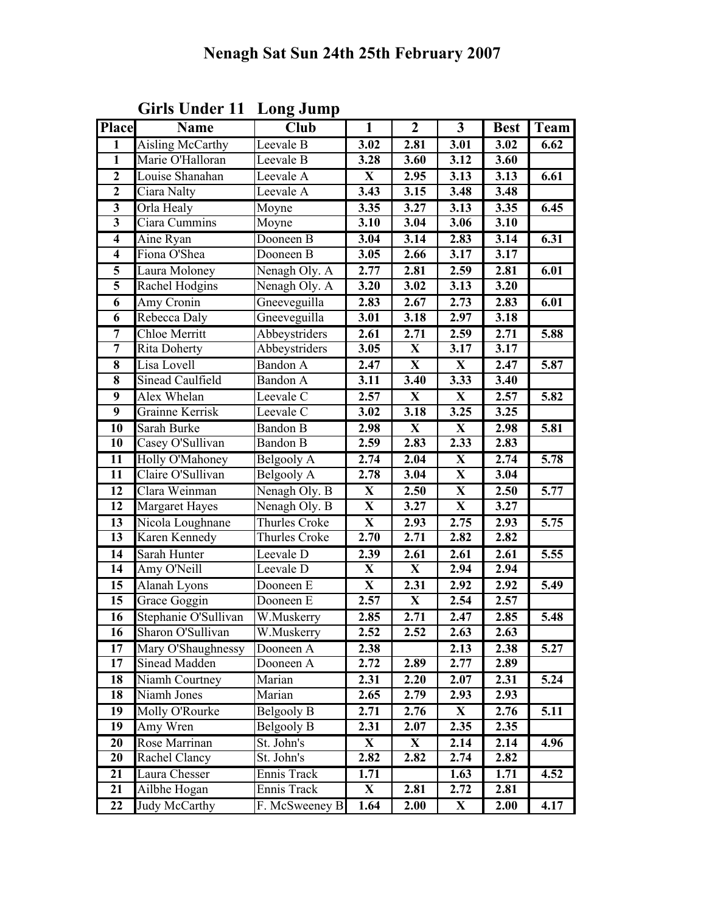# Nenagh Sat Sun 24th 25th February 2007

## Girls Under 11 Long Jump

| Place | Name | Club | 1 | 2 | 3 | Best | Team |
|---|---|---|---|---|---|---|---|
| 1 | Aisling McCarthy | Leevale B | 3.02 | 2.81 | 3.01 | 3.02 | 6.62 |
| 1 | Marie O'Halloran | Leevale B | 3.28 | 3.60 | 3.12 | 3.60 | |
| 2 | Louise Shanahan | Leevale A | X | 2.95 | 3.13 | 3.13 | 6.61 |
| 2 | Ciara Nalty | Leevale A | 3.43 | 3.15 | 3.48 | 3.48 | |
| 3 | Orla Healy | Moyne | 3.35 | 3.27 | 3.13 | 3.35 | 6.45 |
| 3 | Ciara Cummins | Moyne | 3.10 | 3.04 | 3.06 | 3.10 | |
| 4 | Aine Ryan | Dooneen B | 3.04 | 3.14 | 2.83 | 3.14 | 6.31 |
| 4 | Fiona O'Shea | Dooneen B | 3.05 | 2.66 | 3.17 | 3.17 | |
| 5 | Laura Moloney | Nenagh Oly. A | 2.77 | 2.81 | 2.59 | 2.81 | 6.01 |
| 5 | Rachel Hodgins | Nenagh Oly. A | 3.20 | 3.02 | 3.13 | 3.20 | |
| 6 | Amy Cronin | Gneeveguilla | 2.83 | 2.67 | 2.73 | 2.83 | 6.01 |
| 6 | Rebecca Daly | Gneeveguilla | 3.01 | 3.18 | 2.97 | 3.18 | |
| 7 | Chloe Merritt | Abbeystriders | 2.61 | 2.71 | 2.59 | 2.71 | 5.88 |
| 7 | Rita Doherty | Abbeystriders | 3.05 | X | 3.17 | 3.17 | |
| 8 | Lisa Lovell | Bandon A | 2.47 | X | X | 2.47 | 5.87 |
| 8 | Sinead Caulfield | Bandon A | 3.11 | 3.40 | 3.33 | 3.40 | |
| 9 | Alex Whelan | Leevale C | 2.57 | X | X | 2.57 | 5.82 |
| 9 | Grainne Kerrisk | Leevale C | 3.02 | 3.18 | 3.25 | 3.25 | |
| 10 | Sarah Burke | Bandon B | 2.98 | X | X | 2.98 | 5.81 |
| 10 | Casey O'Sullivan | Bandon B | 2.59 | 2.83 | 2.33 | 2.83 | |
| 11 | Holly O'Mahoney | Belgooly A | 2.74 | 2.04 | X | 2.74 | 5.78 |
| 11 | Claire O'Sullivan | Belgooly A | 2.78 | 3.04 | X | 3.04 | |
| 12 | Clara Weinman | Nenagh Oly. B | X | 2.50 | X | 2.50 | 5.77 |
| 12 | Margaret Hayes | Nenagh Oly. B | X | 3.27 | X | 3.27 | |
| 13 | Nicola Loughnane | Thurles Croke | X | 2.93 | 2.75 | 2.93 | 5.75 |
| 13 | Karen Kennedy | Thurles Croke | 2.70 | 2.71 | 2.82 | 2.82 | |
| 14 | Sarah Hunter | Leevale D | 2.39 | 2.61 | 2.61 | 2.61 | 5.55 |
| 14 | Amy O'Neill | Leevale D | X | X | 2.94 | 2.94 | |
| 15 | Alanah Lyons | Dooneen E | X | 2.31 | 2.92 | 2.92 | 5.49 |
| 15 | Grace Goggin | Dooneen E | 2.57 | X | 2.54 | 2.57 | |
| 16 | Stephanie O'Sullivan | W.Muskerry | 2.85 | 2.71 | 2.47 | 2.85 | 5.48 |
| 16 | Sharon O'Sullivan | W.Muskerry | 2.52 | 2.52 | 2.63 | 2.63 | |
| 17 | Mary O'Shaughnessy | Dooneen A | 2.38 | | 2.13 | 2.38 | 5.27 |
| 17 | Sinead Madden | Dooneen A | 2.72 | 2.89 | 2.77 | 2.89 | |
| 18 | Niamh Courtney | Marian | 2.31 | 2.20 | 2.07 | 2.31 | 5.24 |
| 18 | Niamh Jones | Marian | 2.65 | 2.79 | 2.93 | 2.93 | |
| 19 | Molly O'Rourke | Belgooly B | 2.71 | 2.76 | X | 2.76 | 5.11 |
| 19 | Amy Wren | Belgooly B | 2.31 | 2.07 | 2.35 | 2.35 | |
| 20 | Rose Marrinan | St. John's | X | X | 2.14 | 2.14 | 4.96 |
| 20 | Rachel Clancy | St. John's | 2.82 | 2.82 | 2.74 | 2.82 | |
| 21 | Laura Chesser | Ennis Track | 1.71 | | 1.63 | 1.71 | 4.52 |
| 21 | Ailbhe Hogan | Ennis Track | X | 2.81 | 2.72 | 2.81 | |
| 22 | Judy McCarthy | F. McSweeney B | 1.64 | 2.00 | X | 2.00 | 4.17 |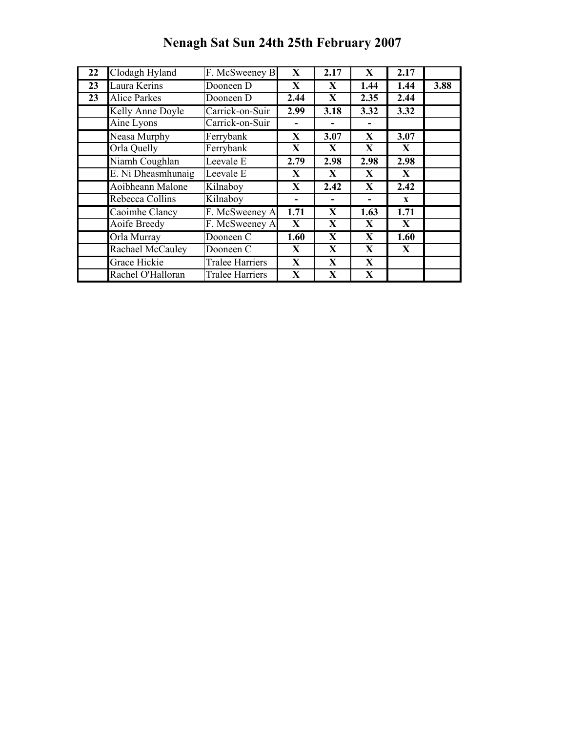# Nenagh Sat Sun 24th 25th February 2007

| | | | | | | | |
|---|---|---|---|---|---|---|---|
| 22 | Clodagh Hyland | F. McSweeney B | X | 2.17 | X | 2.17 | |
| 23 | Laura Kerins | Dooneen D | X | X | 1.44 | 1.44 | 3.88 |
| 23 | Alice Parkes | Dooneen D | 2.44 | X | 2.35 | 2.44 | |
| | Kelly Anne Doyle | Carrick-on-Suir | 2.99 | 3.18 | 3.32 | 3.32 | |
| | Aine Lyons | Carrick-on-Suir | - | - | - | | |
| | Neasa Murphy | Ferrybank | X | 3.07 | X | 3.07 | |
| | Orla Quelly | Ferrybank | X | X | X | X | |
| | Niamh Coughlan | Leevale E | 2.79 | 2.98 | 2.98 | 2.98 | |
| | E. Ni Dheasmhunaig | Leevale E | X | X | X | X | |
| | Aoibheann Malone | Kilnaboy | X | 2.42 | X | 2.42 | |
| | Rebecca Collins | Kilnaboy | - | - | - | x | |
| | Caoimhe Clancy | F. McSweeney A | 1.71 | X | 1.63 | 1.71 | |
| | Aoife Breedy | F. McSweeney A | X | X | X | X | |
| | Orla Murray | Dooneen C | 1.60 | X | X | 1.60 | |
| | Rachael McCauley | Dooneen C | X | X | X | X | |
| | Grace Hickie | Tralee Harriers | X | X | X | | |
| | Rachel O'Halloran | Tralee Harriers | X | X | X | | |